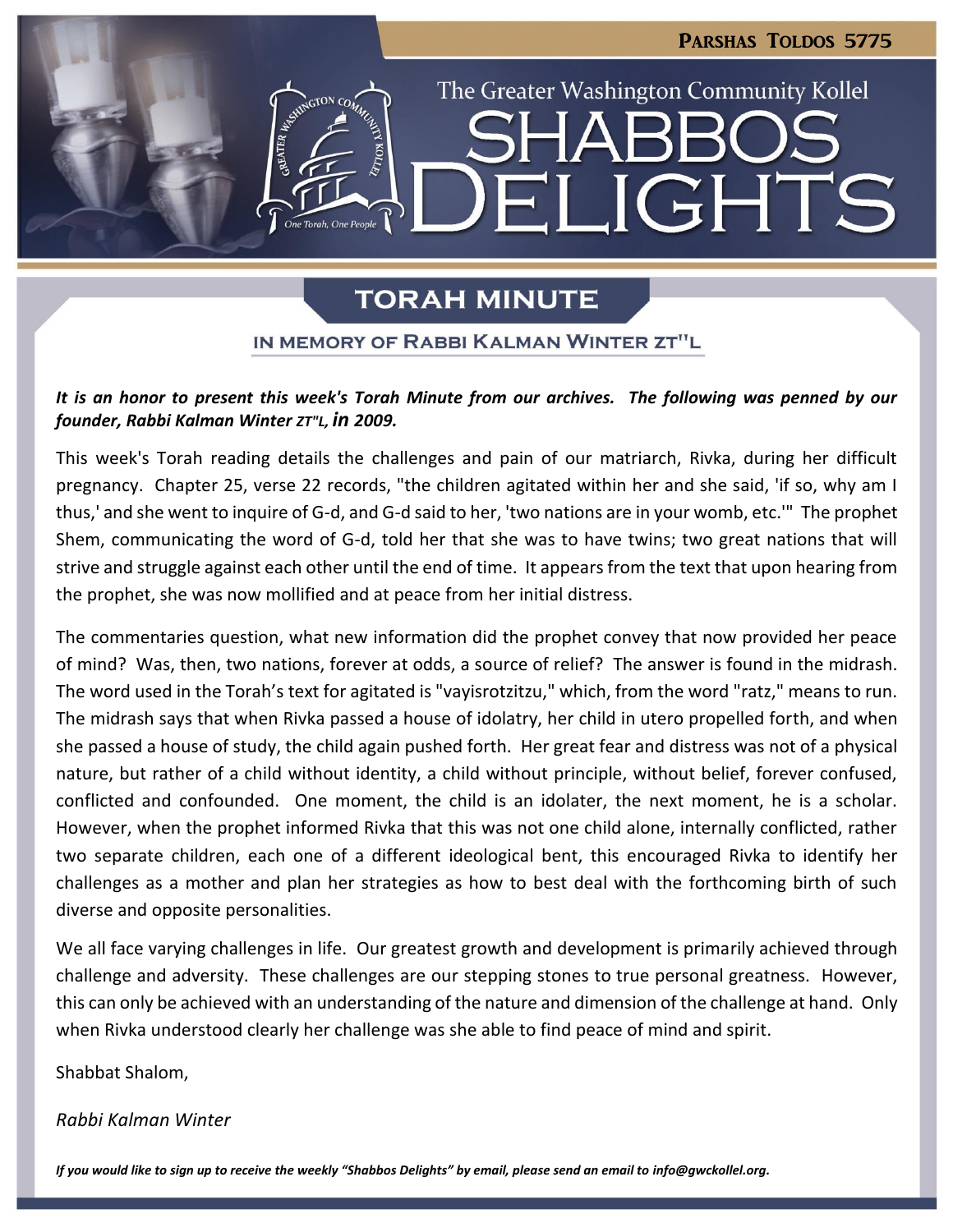**Parshas Toldos 5775**

The Greater Washington Community Kollel

# SHABBOS DELIGHTS

## TORAH MINUTE

### IN MEMORY OF RABBI KALMAN WINTER ZT"L

***It is an honor to present this week's Torah Minute from our archives. The following was penned by our founder, Rabbi Kalman Winter zt"l, in 2009.***

This week's Torah reading details the challenges and pain of our matriarch, Rivka, during her difficult pregnancy. Chapter 25, verse 22 records, "the children agitated within her and she said, 'if so, why am I thus,' and she went to inquire of G-d, and G-d said to her, 'two nations are in your womb, etc.'" The prophet Shem, communicating the word of G-d, told her that she was to have twins; two great nations that will strive and struggle against each other until the end of time. It appears from the text that upon hearing from the prophet, she was now mollified and at peace from her initial distress.

The commentaries question, what new information did the prophet convey that now provided her peace of mind? Was, then, two nations, forever at odds, a source of relief? The answer is found in the midrash. The word used in the Torah's text for agitated is "vayisrotzitzu," which, from the word "ratz," means to run. The midrash says that when Rivka passed a house of idolatry, her child in utero propelled forth, and when she passed a house of study, the child again pushed forth. Her great fear and distress was not of a physical nature, but rather of a child without identity, a child without principle, without belief, forever confused, conflicted and confounded. One moment, the child is an idolater, the next moment, he is a scholar. However, when the prophet informed Rivka that this was not one child alone, internally conflicted, rather two separate children, each one of a different ideological bent, this encouraged Rivka to identify her challenges as a mother and plan her strategies as how to best deal with the forthcoming birth of such diverse and opposite personalities.

We all face varying challenges in life. Our greatest growth and development is primarily achieved through challenge and adversity. These challenges are our stepping stones to true personal greatness. However, this can only be achieved with an understanding of the nature and dimension of the challenge at hand. Only when Rivka understood clearly her challenge was she able to find peace of mind and spirit.

Shabbat Shalom,

*Rabbi Kalman Winter*

***If you would like to sign up to receive the weekly "Shabbos Delights" by email, please send an email to info@gwckollel.org.***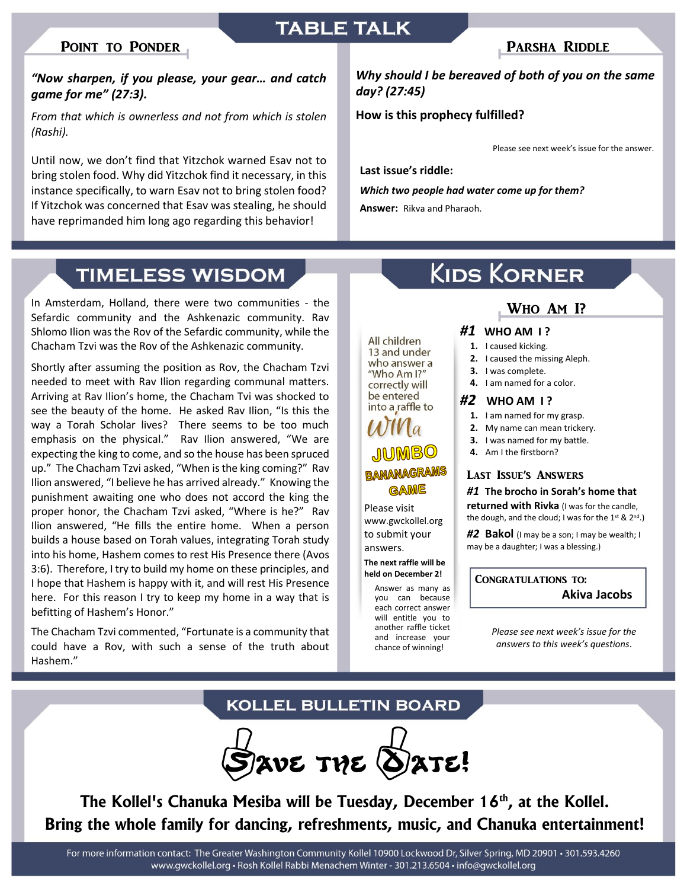# TABLE TALK

## Point to Ponder

***"Now sharpen, if you please, your gear… and catch game for me" (27:3).***

*From that which is ownerless and not from which is stolen (Rashi).*

Until now, we don't find that Yitzchok warned Esav not to bring stolen food. Why did Yitzchok find it necessary, in this instance specifically, to warn Esav not to bring stolen food? If Yitzchok was concerned that Esav was stealing, he should have reprimanded him long ago regarding this behavior!

## Parsha Riddle

***Why should I be bereaved of both of you on the same day? (27:45)***

**How is this prophecy fulfilled?**

Please see next week's issue for the answer.

**Last issue's riddle:**

***Which two people had water come up for them?***

**Answer:** Rikva and Pharaoh.

# TIMELESS WISDOM

In Amsterdam, Holland, there were two communities - the Sefardic community and the Ashkenazic community. Rav Shlomo Ilion was the Rov of the Sefardic community, while the Chacham Tzvi was the Rov of the Ashkenazic community.

Shortly after assuming the position as Rov, the Chacham Tzvi needed to meet with Rav Ilion regarding communal matters. Arriving at Rav Ilion's home, the Chacham Tvi was shocked to see the beauty of the home. He asked Rav Ilion, "Is this the way a Torah Scholar lives? There seems to be too much emphasis on the physical." Rav Ilion answered, "We are expecting the king to come, and so the house has been spruced up." The Chacham Tzvi asked, "When is the king coming?" Rav Ilion answered, "I believe he has arrived already." Knowing the punishment awaiting one who does not accord the king the proper honor, the Chacham Tzvi asked, "Where is he?" Rav Ilion answered, "He fills the entire home. When a person builds a house based on Torah values, integrating Torah study into his home, Hashem comes to rest His Presence there (Avos 3:6). Therefore, I try to build my home on these principles, and I hope that Hashem is happy with it, and will rest His Presence here. For this reason I try to keep my home in a way that is befitting of Hashem's Honor."

The Chacham Tzvi commented, "Fortunate is a community that could have a Rov, with such a sense of the truth about Hashem."

# Kids Korner

All children 13 and under who answer a "Who Am I?" correctly will be entered into a raffle to Win a JUMBO BANANAGRAMS GAME

Please visit www.gwckollel.org to submit your answers.

**The next raffle will be held on December 2!**

Answer as many as you can because each correct answer will entitle you to another raffle ticket and increase your chance of winning!

## Who Am I?

### #1 WHO AM I ?

1. I caused kicking.
2. I caused the missing Aleph.
3. I was complete.
4. I am named for a color.

### #2 WHO AM I ?

1. I am named for my grasp.
2. My name can mean trickery.
3. I was named for my battle.
4. Am I the firstborn?

### Last Issue's Answers

**#1 The brocho in Sorah's home that returned with Rivka** (I was for the candle, the dough, and the cloud; I was for the 1st & 2nd.)

**#2 Bakol** (I may be a son; I may be wealth; I may be a daughter; I was a blessing.)

**Congratulations to:**
**Akiva Jacobs**

*Please see next week's issue for the answers to this week's questions.*

# KOLLEL BULLETIN BOARD

## Save the Date!

**The Kollel's Chanuka Mesiba will be Tuesday, December 16th, at the Kollel.**
**Bring the whole family for dancing, refreshments, music, and Chanuka entertainment!**

For more information contact: The Greater Washington Community Kollel 10900 Lockwood Dr, Silver Spring, MD 20901 • 301.593.4260
www.gwckollel.org • Rosh Kollel Rabbi Menachem Winter - 301.213.6504 • info@gwckollel.org